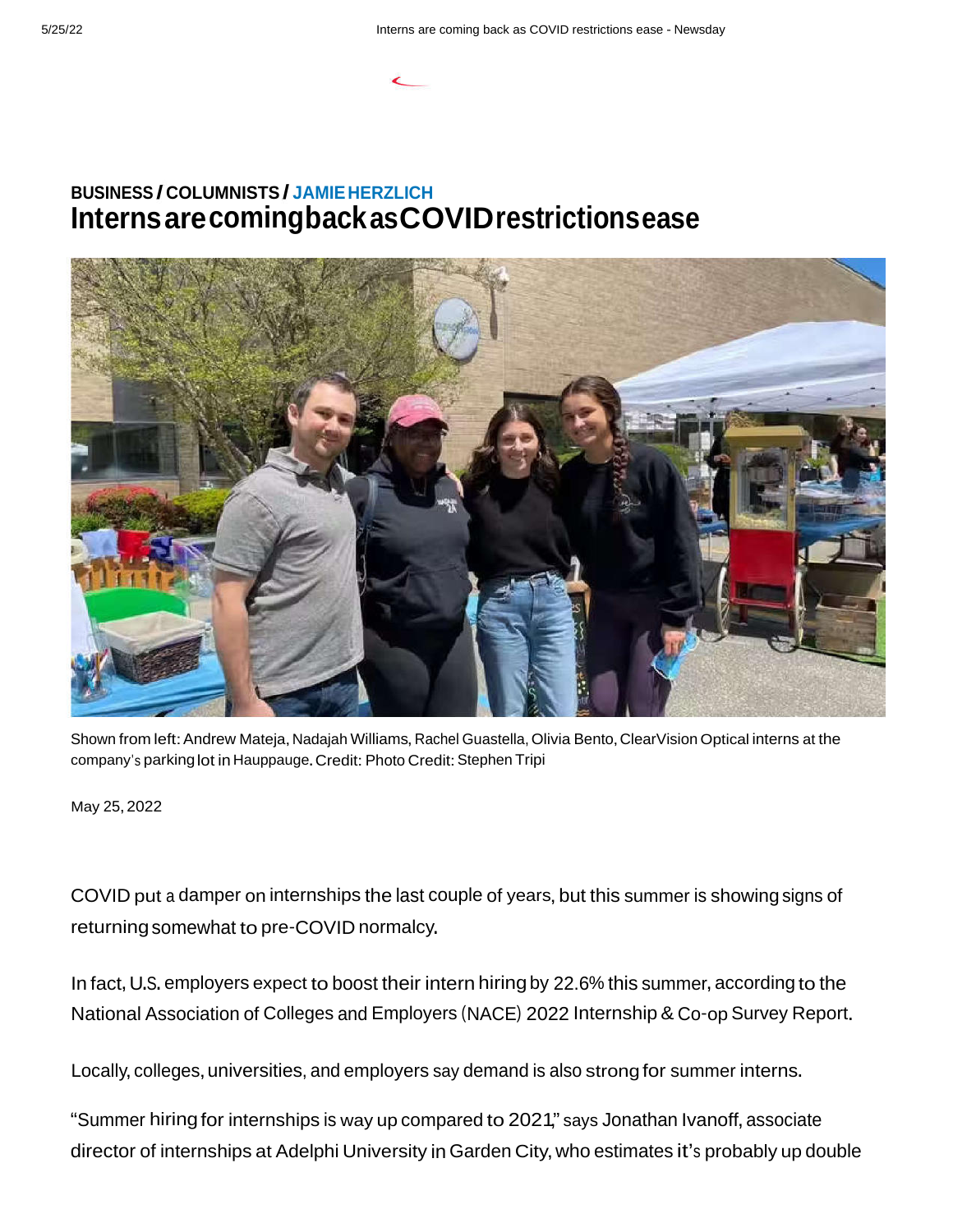BUSINESS / COLUMNISTS / JAMIE HERZLICH

# Interns are coming back as COVID restrictions ease

Shown from left: Andrew Mateja, Nadajah Williams, Rachel Guastella, Olivia Bento, ClearVision Optical interns at the company's parking lot in Hauppauge. Credit: Photo Credit: Stephen Tripi

May 25, 2022

COVID put a damper on internships the last couple of years, but this summer is showing signs of returning somewhat to pre-COVID normalcy.

In fact, U.S. employers expect to boost their intern hiring by 22.6% this summer, according to the National Association of Colleges and Employers (NACE) 2022 Internship & Co-op Survey Report.

Locally, colleges, universities, and employers say demand is also strong for summer interns.

"Summer hiring for internships is way up compared to 2021," says Jonathan Ivanoff, associate director of internships at Adelphi University in Garden City, who estimates it's probably up double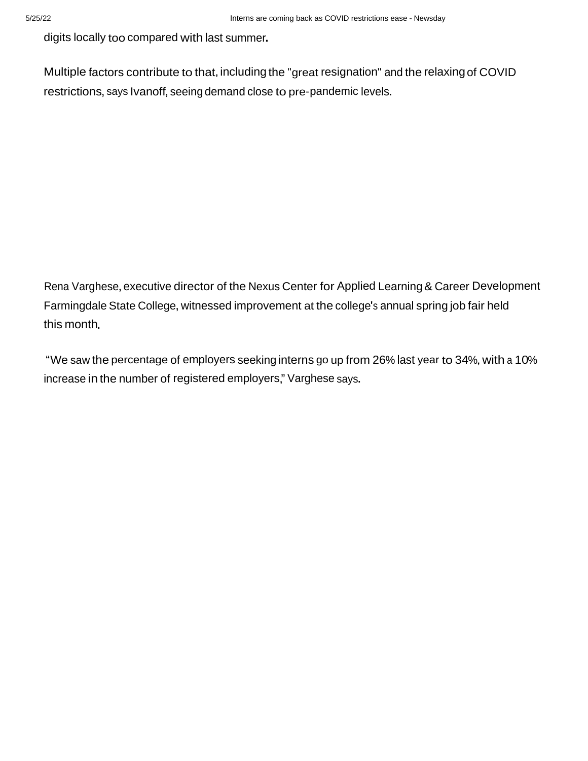digits locally too compared with last summer.

Multiple factors contribute to that, including the "great resignation" and the relaxing of COVID restrictions, says Ivanoff, seeing demand close to pre-pandemic levels.

Rena Varghese, executive director of the Nexus Center for Applied Learning & Career Development Farmingdale State College, witnessed improvement at the college's annual spring job fair held this month.

"We saw the percentage of employers seeking interns go up from 26% last year to 34%, with a 10% increase in the number of registered employers," Varghese says.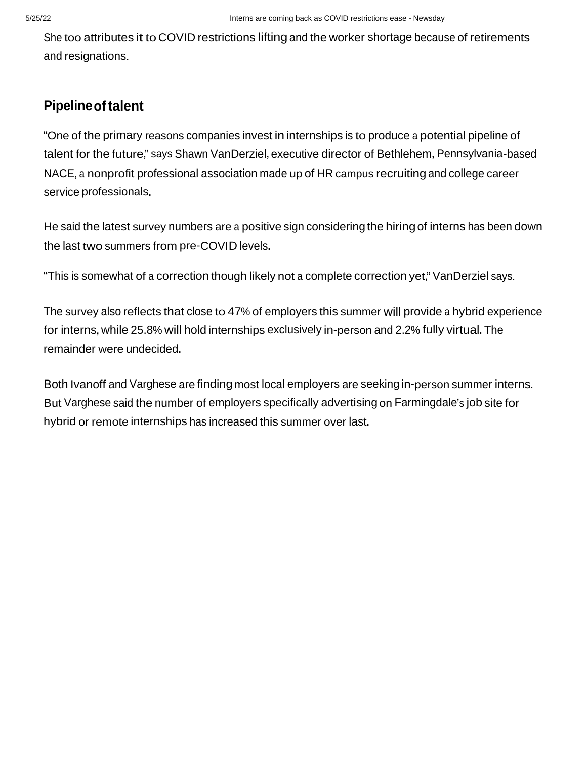She too attributes it to COVID restrictions lifting and the worker shortage because of retirements and resignations.

## Pipeline of talent

"One of the primary reasons companies invest in internships is to produce a potential pipeline of talent for the future," says Shawn VanDerziel, executive director of Bethlehem, Pennsylvania-based NACE, a nonprofit professional association made up of HR campus recruiting and college career service professionals.

He said the latest survey numbers are a positive sign considering the hiring of interns has been down the last two summers from pre-COVID levels.

"This is somewhat of a correction though likely not a complete correction yet," VanDerziel says.

The survey also reflects that close to 47% of employers this summer will provide a hybrid experience for interns, while 25.8% will hold internships exclusively in-person and 2.2% fully virtual. The remainder were undecided.

Both Ivanoff and Varghese are finding most local employers are seeking in-person summer interns. But Varghese said the number of employers specifically advertising on Farmingdale's job site for hybrid or remote internships has increased this summer over last.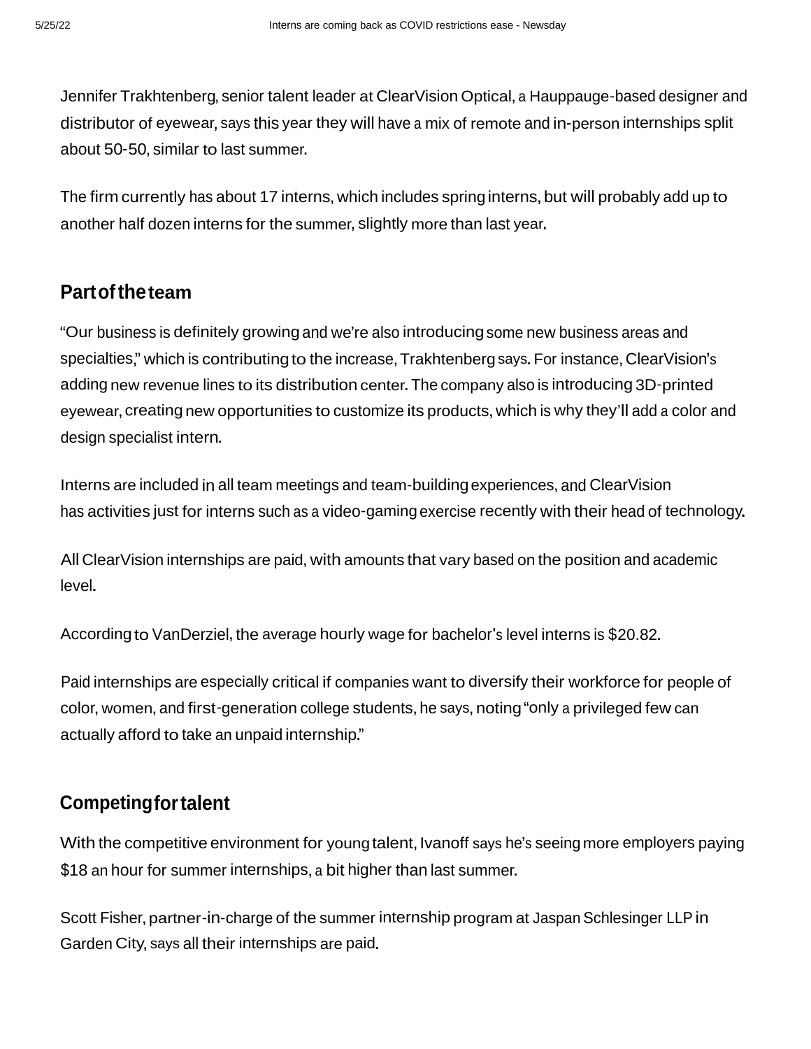Jennifer Trakhtenberg, senior talent leader at ClearVision Optical, a Hauppauge-based designer and distributor of eyewear, says this year they will have a mix of remote and in-person internships split about 50-50, similar to last summer.

The firm currently has about 17 interns, which includes spring interns, but will probably add up to another half dozen interns for the summer, slightly more than last year.

## Part of the team

"Our business is definitely growing and we're also introducing some new business areas and specialties," which is contributing to the increase, Trakhtenberg says. For instance, ClearVision's adding new revenue lines to its distribution center. The company also is introducing 3D-printed eyewear, creating new opportunities to customize its products, which is why they'll add a color and design specialist intern.

Interns are included in all team meetings and team-building experiences, and ClearVision has activities just for interns such as a video-gaming exercise recently with their head of technology.

All ClearVision internships are paid, with amounts that vary based on the position and academic level.

According to VanDerziel, the average hourly wage for bachelor's level interns is $20.82.

Paid internships are especially critical if companies want to diversify their workforce for people of color, women, and first-generation college students, he says, noting "only a privileged few can actually afford to take an unpaid internship."

## Competing for talent

With the competitive environment for young talent, Ivanoff says he's seeing more employers paying $18 an hour for summer internships, a bit higher than last summer.

Scott Fisher, partner-in-charge of the summer internship program at Jaspan Schlesinger LLP in Garden City, says all their internships are paid.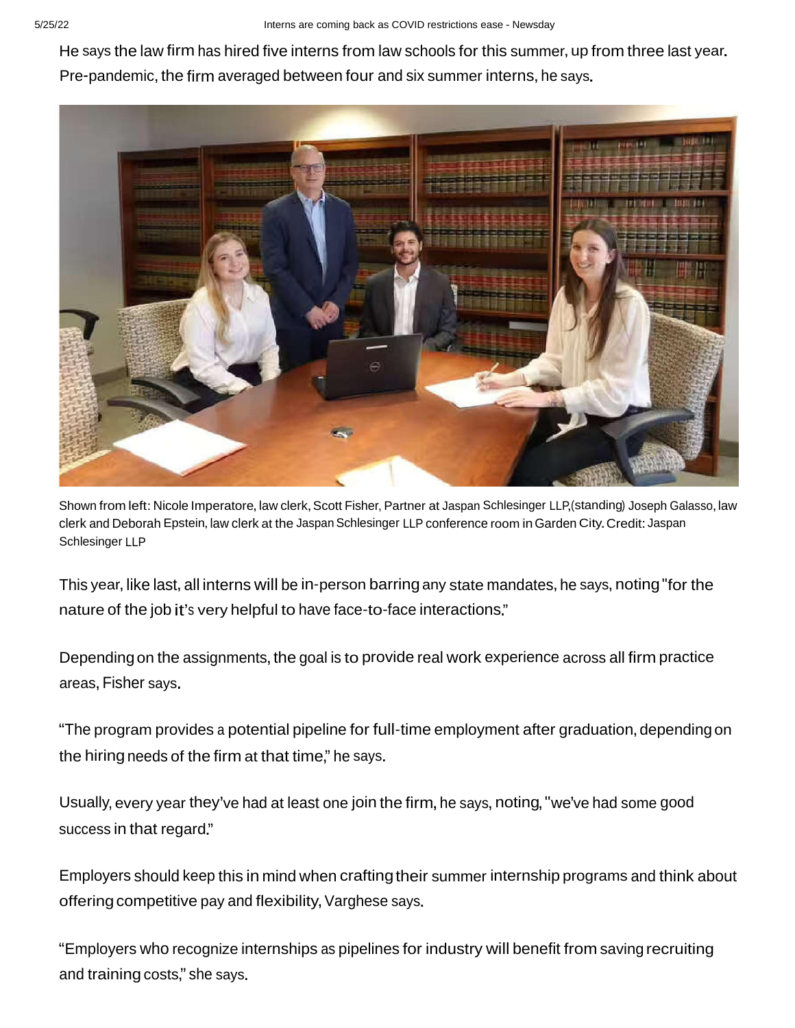He says the law firm has hired five interns from law schools for this summer, up from three last year. Pre-pandemic, the firm averaged between four and six summer interns, he says.

Shown from left: Nicole Imperatore, law clerk, Scott Fisher, Partner at Jaspan Schlesinger LLP,(standing) Joseph Galasso, law clerk and Deborah Epstein, law clerk at the Jaspan Schlesinger LLP conference room in Garden City. Credit: Jaspan Schlesinger LLP

This year, like last, all interns will be in-person barring any state mandates, he says, noting "for the nature of the job it's very helpful to have face-to-face interactions."

Depending on the assignments, the goal is to provide real work experience across all firm practice areas, Fisher says.

"The program provides a potential pipeline for full-time employment after graduation, depending on the hiring needs of the firm at that time," he says.

Usually, every year they've had at least one join the firm, he says, noting, "we've had some good success in that regard."

Employers should keep this in mind when crafting their summer internship programs and think about offering competitive pay and flexibility, Varghese says.

"Employers who recognize internships as pipelines for industry will benefit from saving recruiting and training costs," she says.